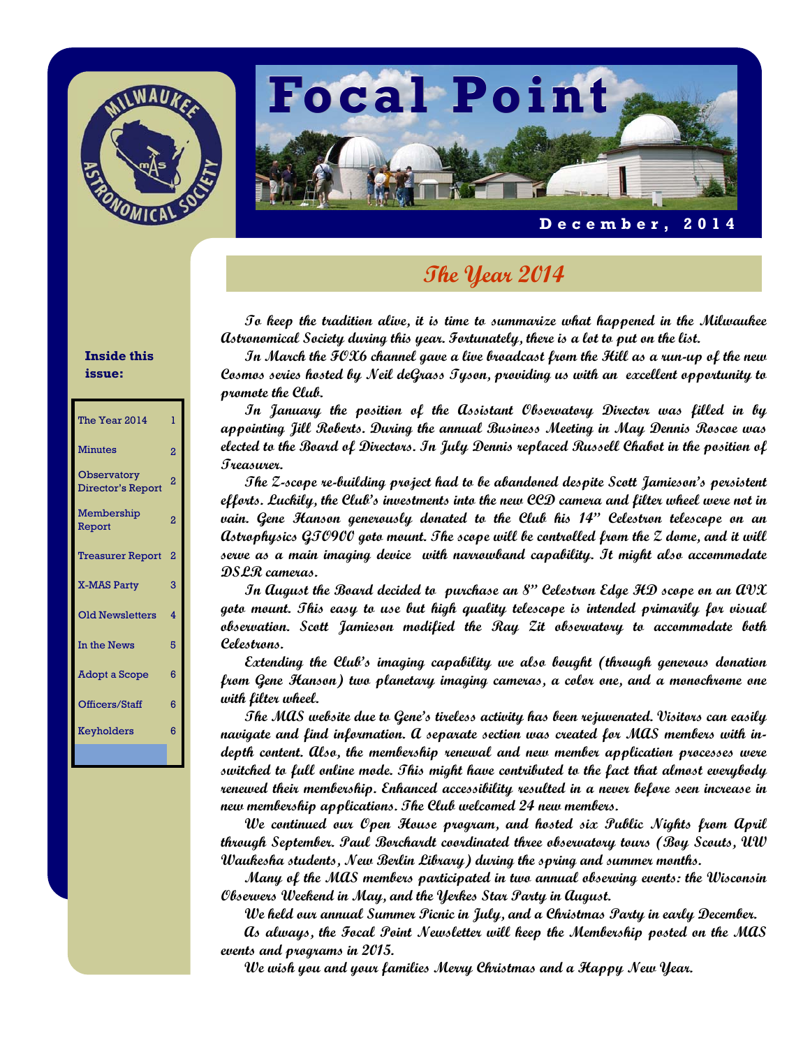# Focal Point

**December, 2014**

**Inside this issue:**

| | |
|---|---|
| The Year 2014 | 1 |
| Minutes | 2 |
| Observatory Director's Report | 2 |
| Membership Report | 2 |
| Treasurer Report | 2 |
| X-MAS Party | 3 |
| Old Newsletters | 4 |
| In the News | 5 |
| Adopt a Scope | 6 |
| Officers/Staff | 6 |
| Keyholders | 6 |

## The Year 2014

To keep the tradition alive, it is time to summarize what happened in the Milwaukee Astronomical Society during this year. Fortunately, there is a lot to put on the list.

In March the FOX6 channel gave a live broadcast from the Hill as a run-up of the new Cosmos series hosted by Neil deGrass Tyson, providing us with an excellent opportunity to promote the Club.

In January the position of the Assistant Observatory Director was filled in by appointing Jill Roberts. During the annual Business Meeting in May Dennis Roscoe was elected to the Board of Directors. In July Dennis replaced Russell Chabot in the position of Treasurer.

The Z-scope re-building project had to be abandoned despite Scott Jamieson's persistent efforts. Luckily, the Club's investments into the new CCD camera and filter wheel were not in vain. Gene Hanson generously donated to the Club his 14" Celestron telescope on an Astrophysics GTO900 goto mount. The scope will be controlled from the Z dome, and it will serve as a main imaging device with narrowband capability. It might also accommodate DSLR cameras.

In August the Board decided to purchase an 8" Celestron Edge HD scope on an AVX goto mount. This easy to use but high quality telescope is intended primarily for visual observation. Scott Jamieson modified the Ray Zit observatory to accommodate both Celestrons.

Extending the Club's imaging capability we also bought (through generous donation from Gene Hanson) two planetary imaging cameras, a color one, and a monochrome one with filter wheel.

The MAS website due to Gene's tireless activity has been rejuvenated. Visitors can easily navigate and find information. A separate section was created for MAS members with in-depth content. Also, the membership renewal and new member application processes were switched to full online mode. This might have contributed to the fact that almost everybody renewed their membership. Enhanced accessibility resulted in a never before seen increase in new membership applications. The Club welcomed 24 new members.

We continued our Open House program, and hosted six Public Nights from April through September. Paul Borchardt coordinated three observatory tours (Boy Scouts, UW Waukesha students, New Berlin Library) during the spring and summer months.

Many of the MAS members participated in two annual observing events: the Wisconsin Observers Weekend in May, and the Yerkes Star Party in August.

We held our annual Summer Picnic in July, and a Christmas Party in early December.

As always, the Focal Point Newsletter will keep the Membership posted on the MAS events and programs in 2015.

We wish you and your families Merry Christmas and a Happy New Year.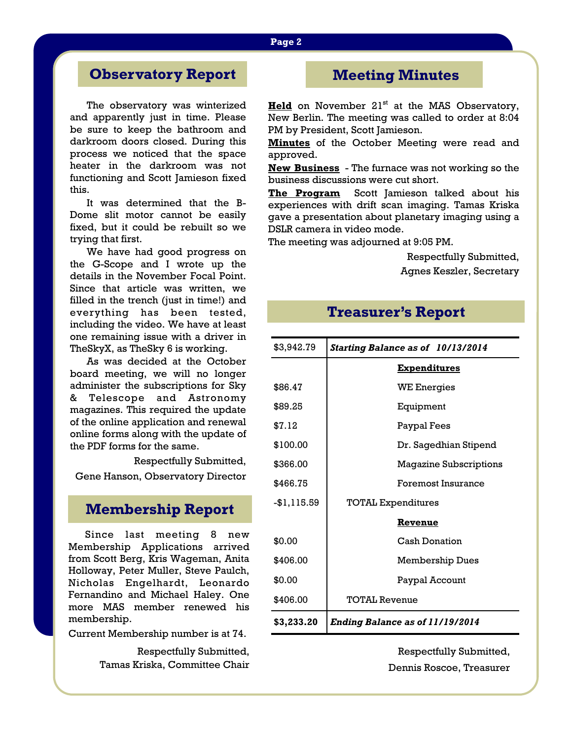## Observatory Report

The observatory was winterized and apparently just in time. Please be sure to keep the bathroom and darkroom doors closed. During this process we noticed that the space heater in the darkroom was not functioning and Scott Jamieson fixed this.

It was determined that the B-Dome slit motor cannot be easily fixed, but it could be rebuilt so we trying that first.

We have had good progress on the G-Scope and I wrote up the details in the November Focal Point. Since that article was written, we filled in the trench (just in time!) and everything has been tested, including the video. We have at least one remaining issue with a driver in TheSkyX, as TheSky 6 is working.

As was decided at the October board meeting, we will no longer administer the subscriptions for Sky & Telescope and Astronomy magazines. This required the update of the online application and renewal online forms along with the update of the PDF forms for the same.

Respectfully Submitted,
Gene Hanson, Observatory Director

## Membership Report

Since last meeting 8 new Membership Applications arrived from Scott Berg, Kris Wageman, Anita Holloway, Peter Muller, Steve Paulch, Nicholas Engelhardt, Leonardo Fernandino and Michael Haley. One more MAS member renewed his membership.

Current Membership number is at 74.

Respectfully Submitted,
Tamas Kriska, Committee Chair

## Meeting Minutes

**Held** on November 21st at the MAS Observatory, New Berlin. The meeting was called to order at 8:04 PM by President, Scott Jamieson.

**Minutes** of the October Meeting were read and approved.

**New Business** - The furnace was not working so the business discussions were cut short.

**The Program** Scott Jamieson talked about his experiences with drift scan imaging. Tamas Kriska gave a presentation about planetary imaging using a DSLR camera in video mode.

The meeting was adjourned at 9:05 PM.

Respectfully Submitted,
Agnes Keszler, Secretary

## Treasurer's Report

| $3,942.79 | *Starting Balance as of 10/13/2014* |
|---|---|
| | **Expenditures** |
| $86.47 | WE Energies |
| $89.25 | Equipment |
| $7.12 | Paypal Fees |
| $100.00 | Dr. Sagedhian Stipend |
| $366.00 | Magazine Subscriptions |
| $466.75 | Foremost Insurance |
| -$1,115.59 | TOTAL Expenditures |
| | **Revenue** |
| $0.00 | Cash Donation |
| $406.00 | Membership Dues |
| $0.00 | Paypal Account |
| $406.00 | TOTAL Revenue |
| **$3,233.20** | ***Ending Balance as of 11/19/2014*** |

Respectfully Submitted,
Dennis Roscoe, Treasurer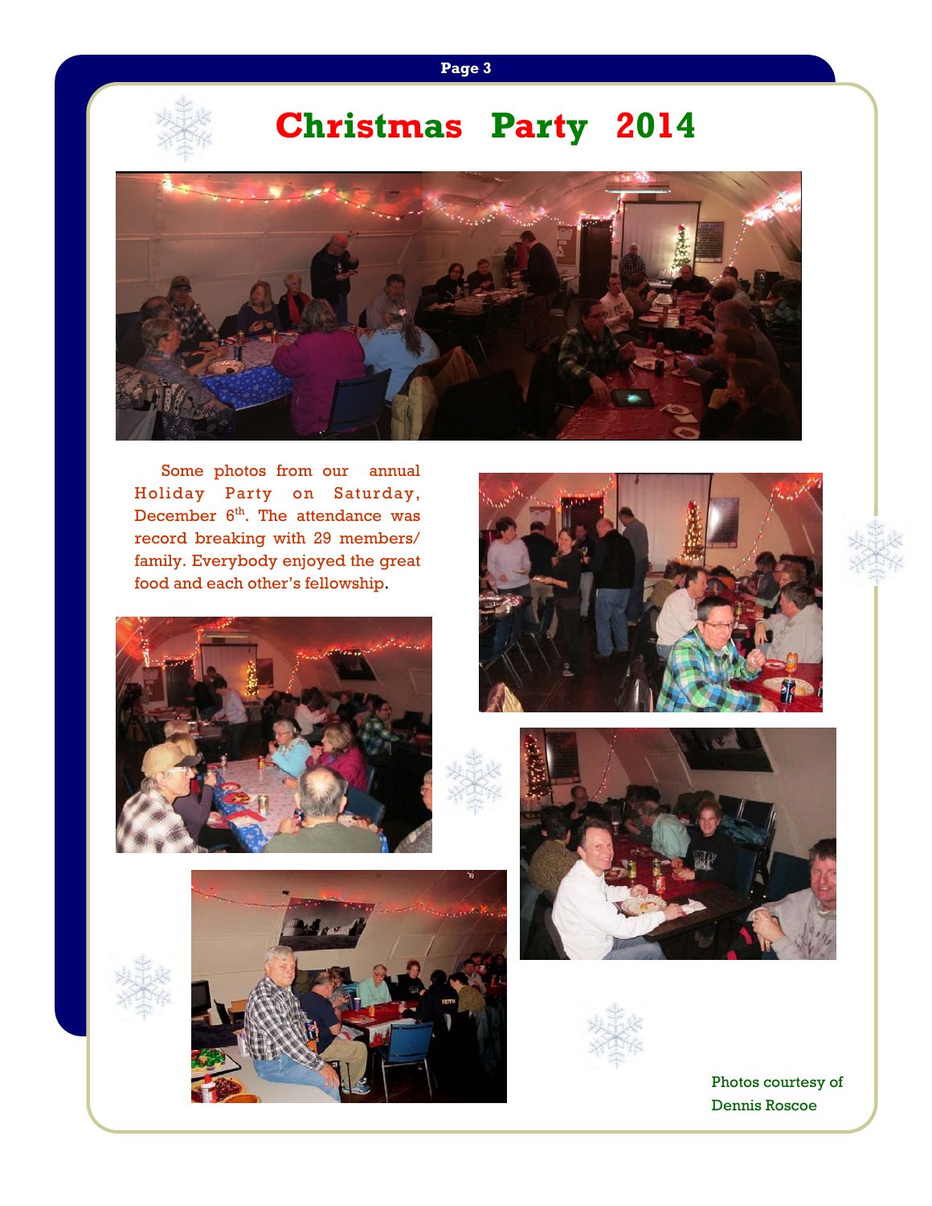# Christmas Party 2014

Some photos from our annual Holiday Party on Saturday, December 6th. The attendance was record breaking with 29 members/ family. Everybody enjoyed the great food and each other's fellowship.

Photos courtesy of Dennis Roscoe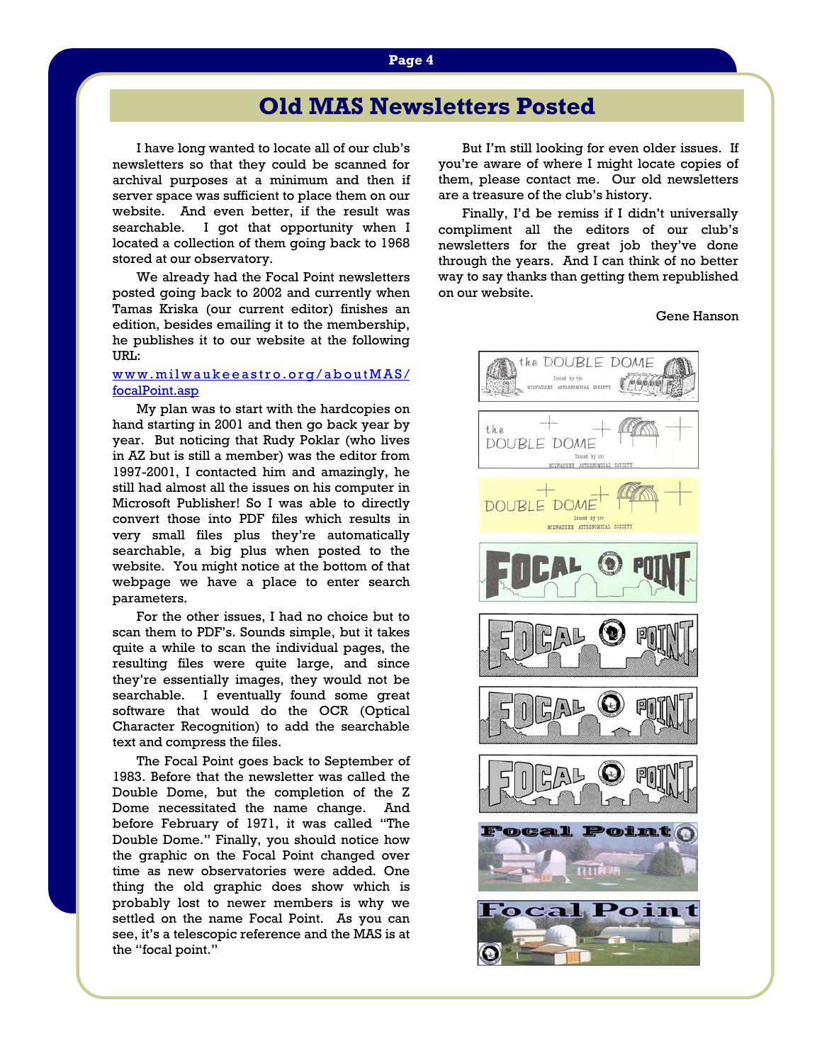# Old MAS Newsletters Posted

I have long wanted to locate all of our club's newsletters so that they could be scanned for archival purposes at a minimum and then if server space was sufficient to place them on our website. And even better, if the result was searchable. I got that opportunity when I located a collection of them going back to 1968 stored at our observatory.

We already had the Focal Point newsletters posted going back to 2002 and currently when Tamas Kriska (our current editor) finishes an edition, besides emailing it to the membership, he publishes it to our website at the following URL:

www.milwaukeeastro.org/aboutMAS/focalPoint.asp

My plan was to start with the hardcopies on hand starting in 2001 and then go back year by year. But noticing that Rudy Poklar (who lives in AZ but is still a member) was the editor from 1997-2001, I contacted him and amazingly, he still had almost all the issues on his computer in Microsoft Publisher! So I was able to directly convert those into PDF files which results in very small files plus they're automatically searchable, a big plus when posted to the website. You might notice at the bottom of that webpage we have a place to enter search parameters.

For the other issues, I had no choice but to scan them to PDF's. Sounds simple, but it takes quite a while to scan the individual pages, the resulting files were quite large, and since they're essentially images, they would not be searchable. I eventually found some great software that would do the OCR (Optical Character Recognition) to add the searchable text and compress the files.

The Focal Point goes back to September of 1983. Before that the newsletter was called the Double Dome, but the completion of the Z Dome necessitated the name change. And before February of 1971, it was called "The Double Dome." Finally, you should notice how the graphic on the Focal Point changed over time as new observatories were added. One thing the old graphic does show which is probably lost to newer members is why we settled on the name Focal Point. As you can see, it's a telescopic reference and the MAS is at the "focal point."

But I'm still looking for even older issues. If you're aware of where I might locate copies of them, please contact me. Our old newsletters are a treasure of the club's history.

Finally, I'd be remiss if I didn't universally compliment all the editors of our club's newsletters for the great job they've done through the years. And I can think of no better way to say thanks than getting them republished on our website.

Gene Hanson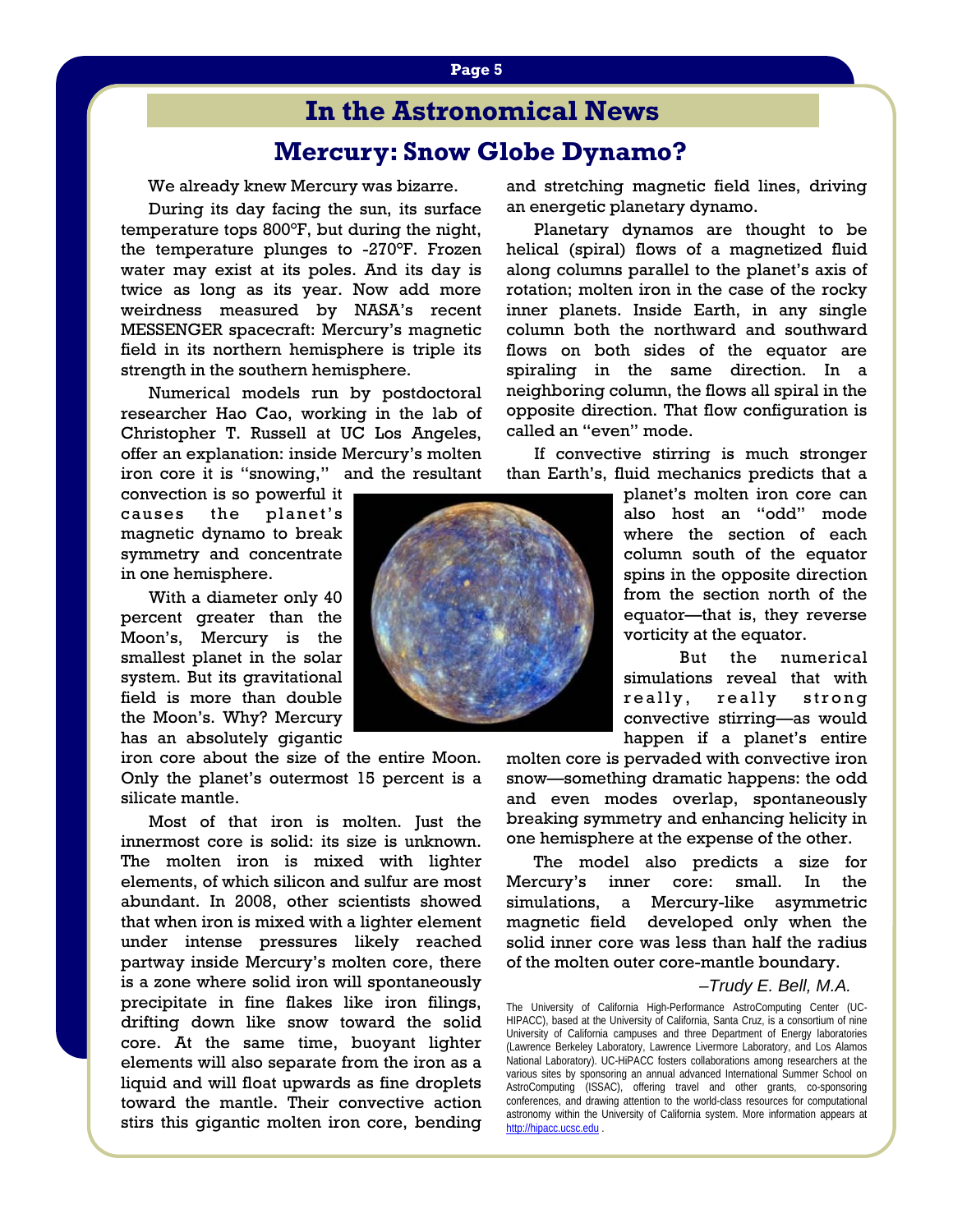# In the Astronomical News

## Mercury: Snow Globe Dynamo?

We already knew Mercury was bizarre.

During its day facing the sun, its surface temperature tops 800°F, but during the night, the temperature plunges to -270°F. Frozen water may exist at its poles. And its day is twice as long as its year. Now add more weirdness measured by NASA's recent MESSENGER spacecraft: Mercury's magnetic field in its northern hemisphere is triple its strength in the southern hemisphere.

Numerical models run by postdoctoral researcher Hao Cao, working in the lab of Christopher T. Russell at UC Los Angeles, offer an explanation: inside Mercury's molten iron core it is "snowing," and the resultant convection is so powerful it causes the planet's magnetic dynamo to break symmetry and concentrate in one hemisphere.

With a diameter only 40 percent greater than the Moon's, Mercury is the smallest planet in the solar system. But its gravitational field is more than double the Moon's. Why? Mercury has an absolutely gigantic iron core about the size of the entire Moon. Only the planet's outermost 15 percent is a silicate mantle.

Most of that iron is molten. Just the innermost core is solid: its size is unknown. The molten iron is mixed with lighter elements, of which silicon and sulfur are most abundant. In 2008, other scientists showed that when iron is mixed with a lighter element under intense pressures likely reached partway inside Mercury's molten core, there is a zone where solid iron will spontaneously precipitate in fine flakes like iron filings, drifting down like snow toward the solid core. At the same time, buoyant lighter elements will also separate from the iron as a liquid and will float upwards as fine droplets toward the mantle. Their convective action stirs this gigantic molten iron core, bending and stretching magnetic field lines, driving an energetic planetary dynamo.

Planetary dynamos are thought to be helical (spiral) flows of a magnetized fluid along columns parallel to the planet's axis of rotation; molten iron in the case of the rocky inner planets. Inside Earth, in any single column both the northward and southward flows on both sides of the equator are spiraling in the same direction. In a neighboring column, the flows all spiral in the opposite direction. That flow configuration is called an "even" mode.

If convective stirring is much stronger than Earth's, fluid mechanics predicts that a planet's molten iron core can also host an "odd" mode where the section of each column south of the equator spins in the opposite direction from the section north of the equator—that is, they reverse vorticity at the equator.

But the numerical simulations reveal that with really, really strong convective stirring—as would happen if a planet's entire molten core is pervaded with convective iron snow—something dramatic happens: the odd and even modes overlap, spontaneously breaking symmetry and enhancing helicity in one hemisphere at the expense of the other.

The model also predicts a size for Mercury's inner core: small. In the simulations, a Mercury-like asymmetric magnetic field developed only when the solid inner core was less than half the radius of the molten outer core-mantle boundary.

*–Trudy E. Bell, M.A.*

The University of California High-Performance AstroComputing Center (UC-HIPACC), based at the University of California, Santa Cruz, is a consortium of nine University of California campuses and three Department of Energy laboratories (Lawrence Berkeley Laboratory, Lawrence Livermore Laboratory, and Los Alamos National Laboratory). UC-HiPACC fosters collaborations among researchers at the various sites by sponsoring an annual advanced International Summer School on AstroComputing (ISSAC), offering travel and other grants, co-sponsoring conferences, and drawing attention to the world-class resources for computational astronomy within the University of California system. More information appears at http://hipacc.ucsc.edu .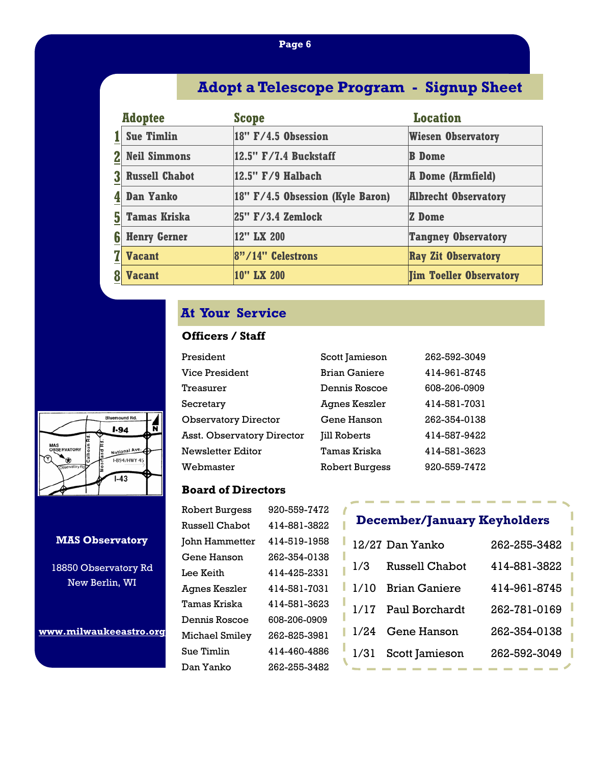## Adopt a Telescope Program - Signup Sheet

| | Adoptee | Scope | Location |
|---|---|---|---|
| 1 | Sue Timlin | 18" F/4.5 Obsession | Wiesen Observatory |
| 2 | Neil Simmons | 12.5" F/7.4 Buckstaff | B Dome |
| 3 | Russell Chabot | 12.5" F/9 Halbach | A Dome (Armfield) |
| 4 | Dan Yanko | 18" F/4.5 Obsession (Kyle Baron) | Albrecht Observatory |
| 5 | Tamas Kriska | 25" F/3.4 Zemlock | Z Dome |
| 6 | Henry Gerner | 12" LX 200 | Tangney Observatory |
| 7 | Vacant | 8"/14" Celestrons | Ray Zit Observatory |
| 8 | Vacant | 10" LX 200 | Jim Toeller Observatory |

## At Your Service

### Officers / Staff

| | | |
|---|---|---|
| President | Scott Jamieson | 262-592-3049 |
| Vice President | Brian Ganiere | 414-961-8745 |
| Treasurer | Dennis Roscoe | 608-206-0909 |
| Secretary | Agnes Keszler | 414-581-7031 |
| Observatory Director | Gene Hanson | 262-354-0138 |
| Asst. Observatory Director | Jill Roberts | 414-587-9422 |
| Newsletter Editor | Tamas Kriska | 414-581-3623 |
| Webmaster | Robert Burgess | 920-559-7472 |

### Board of Directors

| | |
|---|---|
| Robert Burgess | 920-559-7472 |
| Russell Chabot | 414-881-3822 |
| John Hammetter | 414-519-1958 |
| Gene Hanson | 262-354-0138 |
| Lee Keith | 414-425-2331 |
| Agnes Keszler | 414-581-7031 |
| Tamas Kriska | 414-581-3623 |
| Dennis Roscoe | 608-206-0909 |
| Michael Smiley | 262-825-3981 |
| Sue Timlin | 414-460-4886 |
| Dan Yanko | 262-255-3482 |

### December/January Keyholders

| | | |
|---|---|---|
| 12/27 | Dan Yanko | 262-255-3482 |
| 1/3 | Russell Chabot | 414-881-3822 |
| 1/10 | Brian Ganiere | 414-961-8745 |
| 1/17 | Paul Borchardt | 262-781-0169 |
| 1/24 | Gene Hanson | 262-354-0138 |
| 1/31 | Scott Jamieson | 262-592-3049 |

Bluemound Rd.
I-94
N
MAS OBSERVATORY
Calhoun Rd.
Moorland Rd.
National Ave.
I-894/HWY 45
Y
Observatory Rd
I-43

**MAS Observatory**

18850 Observatory Rd
New Berlin, WI

**www.milwaukeeastro.org**